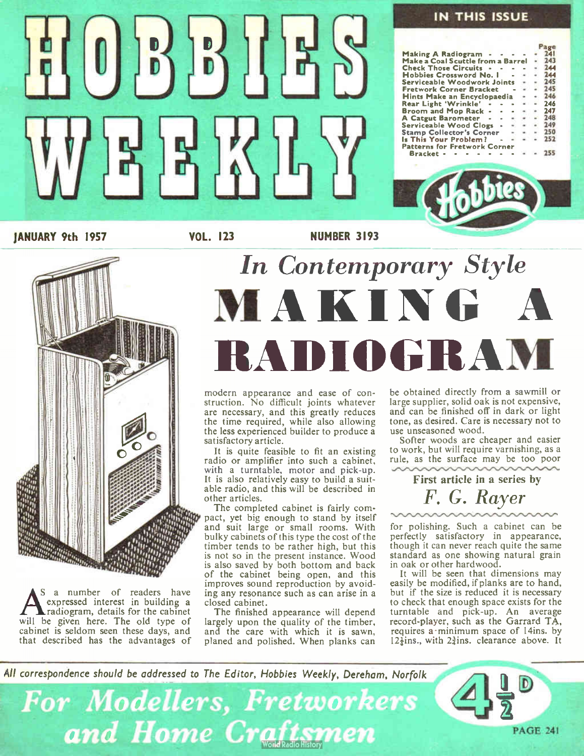# HOBBIES WEEKLY

## IN THIS ISSUE

| | Page |
|---|---|
| Making A Radiogram | 241 |
| Make a Coal Scuttle from a Barrel | 243 |
| Check Those Circuits | 244 |
| Hobbies Crossword No. 1 | 244 |
| Serviceable Woodwork Joints | 245 |
| Fretwork Corner Bracket | 245 |
| Hints Make an Encyclopaedia | 246 |
| Rear Light 'Wrinkle' | 246 |
| Broom and Mop Rack | 247 |
| A Catgut Barometer | 248 |
| Serviceable Wood Clogs | 249 |
| Stamp Collector's Corner | 250 |
| Is This Your Problem? | 252 |
| Patterns for Fretwork Corner Bracket | 255 |

JANUARY 9th 1957 VOL. 123 NUMBER 3193

*In Contemporary Style*

# MAKING A RADIOGRAM

**First article in a series by**

*F. G. Rayer*

As a number of readers have expressed interest in building a radiogram, details for the cabinet will be given here. The old type of cabinet is seldom seen these days, and that described has the advantages of modern appearance and ease of construction. No difficult joints whatever are necessary, and this greatly reduces the time required, while also allowing the less experienced builder to produce a satisfactory article.

It is quite feasible to fit an existing radio or amplifier into such a cabinet, with a turntable, motor and pick-up. It is also relatively easy to build a suitable radio, and this will be described in other articles.

The completed cabinet is fairly compact, yet big enough to stand by itself and suit large or small rooms. With bulky cabinets of this type the cost of the timber tends to be rather high, but this is not so in the present instance. Wood is also saved by both bottom and back of the cabinet being open, and this improves sound reproduction by avoiding any resonance such as can arise in a closed cabinet.

The finished appearance will depend largely upon the quality of the timber, and the care with which it is sawn, planed and polished. When planks can be obtained directly from a sawmill or large supplier, solid oak is not expensive, and can be finished off in dark or light tone, as desired. Care is necessary not to use unseasoned wood.

Softer woods are cheaper and easier to work, but will require varnishing, as a rule, as the surface may be too poor for polishing. Such a cabinet can be perfectly satisfactory in appearance, though it can never reach quite the same standard as one showing natural grain in oak or other hardwood.

It will be seen that dimensions may easily be modified, if planks are to hand, but if the size is reduced it is necessary to check that enough space exists for the turntable and pick-up. An average record-player, such as the Garrard TA, requires a minimum space of 14ins. by 12¼ins., with 2¾ins. clearance above. It

*All correspondence should be addressed to The Editor, Hobbies Weekly, Dereham, Norfolk*

*For Modellers, Fretworkers and Home Craftsmen*

4½D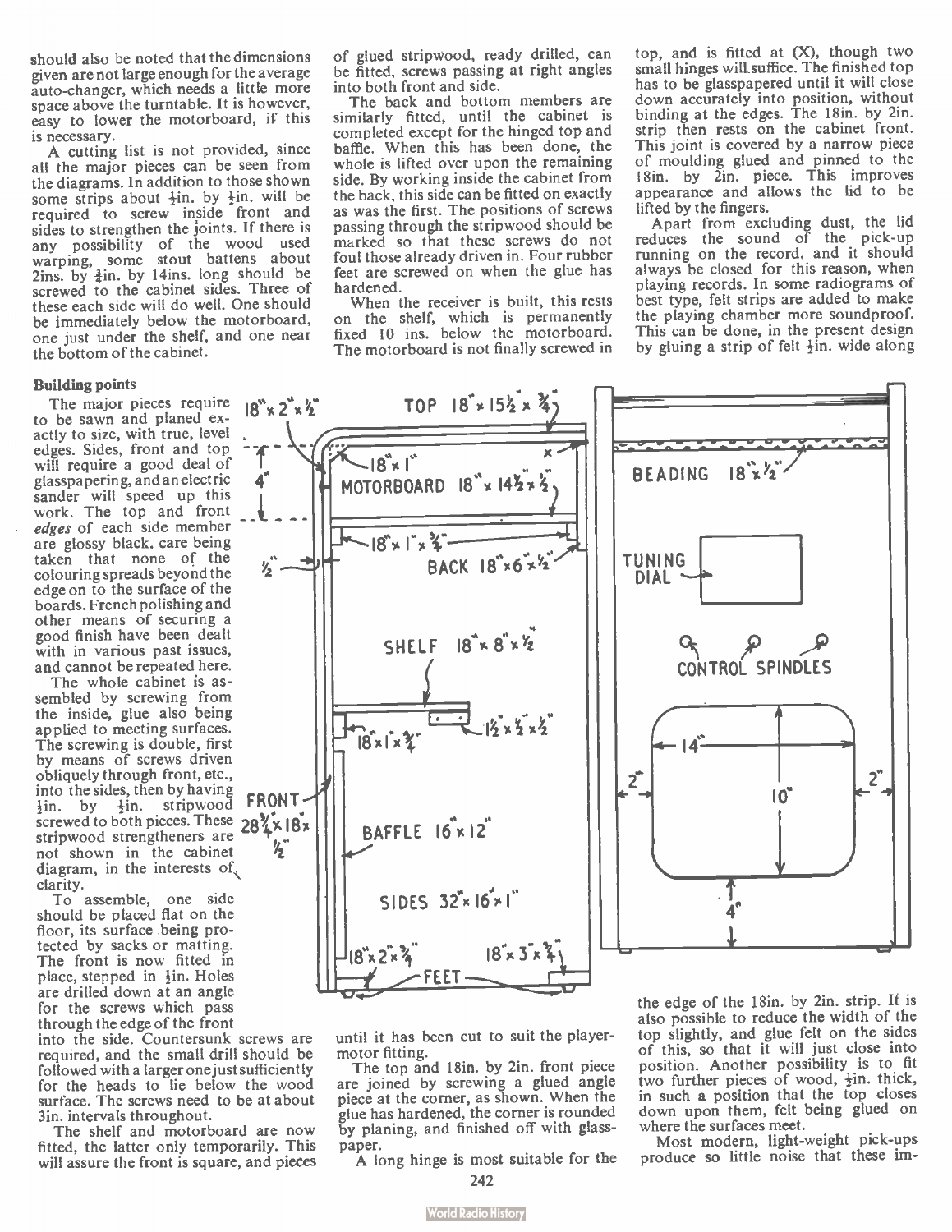should also be noted that the dimensions given are not large enough for the average auto-changer, which needs a little more space above the turntable. It is however, easy to lower the motorboard, if this is necessary.

A cutting list is not provided, since all the major pieces can be seen from the diagrams. In addition to those shown some strips about ½in. by ½in. will be required to screw inside front and sides to strengthen the joints. If there is any possibility of the wood used warping, some stout battens about 2ins. by ¾in. by 14ins. long should be screwed to the cabinet sides. Three of these each side will do well. One should be immediately below the motorboard, one just under the shelf, and one near the bottom of the cabinet.

**Building points**

The major pieces require to be sawn and planed exactly to size, with true, level edges. Sides, front and top will require a good deal of glasspapering, and an electric sander will speed up this work. The top and front *edges* of each side member are glossy black, care being taken that none of the colouring spreads beyond the edge on to the surface of the boards. French polishing and other means of securing a good finish have been dealt with in various past issues, and cannot be repeated here.

The whole cabinet is assembled by screwing from the inside, glue also being applied to meeting surfaces. The screwing is double, first by means of screws driven obliquely through front, etc., into the sides, then by having ½in. by ½in. stripwood screwed to both pieces. These stripwood strengtheners are not shown in the cabinet diagram, in the interests of clarity.

To assemble, one side should be placed flat on the floor, its surface being protected by sacks or matting. The front is now fitted in place, stepped in ½in. Holes are drilled down at an angle for the screws which pass through the edge of the front into the side. Countersunk screws are required, and the small drill should be followed with a larger one just sufficiently for the heads to lie below the wood surface. The screws need to be at about 3in. intervals throughout.

The shelf and motorboard are now fitted, the latter only temporarily. This will assure the front is square, and pieces of glued stripwood, ready drilled, can be fitted, screws passing at right angles into both front and side.

The back and bottom members are similarly fitted, until the cabinet is completed except for the hinged top and baffle. When this has been done, the whole is lifted over upon the remaining side. By working inside the cabinet from the back, this side can be fitted on exactly as was the first. The positions of screws passing through the stripwood should be marked so that these screws do not foul those already driven in. Four rubber feet are screwed on when the glue has hardened.

When the receiver is built, this rests on the shelf, which is permanently fixed 10 ins. below the motorboard. The motorboard is not finally screwed in until it has been cut to suit the player-motor fitting.

The top and 18in. by 2in. front piece are joined by screwing a glued angle piece at the corner, as shown. When the glue has hardened, the corner is rounded by planing, and finished off with glass-paper.

A long hinge is most suitable for the top, and is fitted at (X), though two small hinges will suffice. The finished top has to be glasspapered until it will close down accurately into position, without binding at the edges. The 18in. by 2in. strip then rests on the cabinet front. This joint is covered by a narrow piece of moulding glued and pinned to the 18in. by 2in. piece. This improves appearance and allows the lid to be lifted by the fingers.

Apart from excluding dust, the lid reduces the sound of the pick-up running on the record, and it should always be closed for this reason, when playing records. In some radiograms of best type, felt strips are added to make the playing chamber more soundproof. This can be done, in the present design by gluing a strip of felt ½in. wide along the edge of the 18in. by 2in. strip. It is also possible to reduce the width of the top slightly, and glue felt on the sides of this, so that it will just close into position. Another possibility is to fit two further pieces of wood, ½in. thick, in such a position that the top closes down upon them, felt being glued on where the surfaces meet.

Most modern, light-weight pick-ups produce so little noise that these im-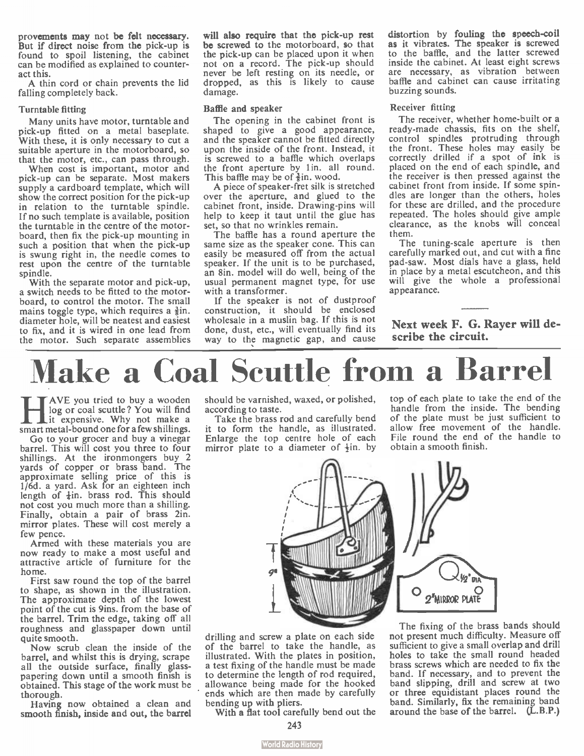provements may not be felt necessary. But if direct noise from the pick-up is found to spoil listening, the cabinet can be modified as explained to counteract this.

A thin cord or chain prevents the lid falling completely back.

### Turntable fitting

Many units have motor, turntable and pick-up fitted on a metal baseplate. With these, it is only necessary to cut a suitable aperture in the motorboard, so that the motor, etc., can pass through.

When cost is important, motor and pick-up can be separate. Most makers supply a cardboard template, which will show the correct position for the pick-up in relation to the turntable spindle. If no such template is available, position the turntable in the centre of the motorboard, then fix the pick-up mounting in such a position that when the pick-up is swung right in, the needle comes to rest upon the centre of the turntable spindle.

With the separate motor and pick-up, a switch needs to be fitted to the motorboard, to control the motor. The small mains toggle type, which requires a ⅜in. diameter hole, will be neatest and easiest to fix, and it is wired in one lead from the motor. Such separate assemblies will also require that the pick-up rest be screwed to the motorboard, so that the pick-up can be placed upon it when not on a record. The pick-up should never be left resting on its needle, or dropped, as this is likely to cause damage.

### Baffle and speaker

The opening in the cabinet front is shaped to give a good appearance, and the speaker cannot be fitted directly upon the inside of the front. Instead, it is screwed to a baffle which overlaps the front aperture by 1in. all round. This baffle may be of ⅜in. wood.

A piece of speaker-fret silk is stretched over the aperture, and glued to the cabinet front, inside. Drawing-pins will help to keep it taut until the glue has set, so that no wrinkles remain.

The baffle has a round aperture the same size as the speaker cone. This can easily be measured off from the actual speaker. If the unit is to be purchased, an 8in. model will do well, being of the usual permanent magnet type, for use with a transformer.

If the speaker is not of dustproof construction, it should be enclosed wholesale in a muslin bag. If this is not done, dust, etc., will eventually find its way to the magnetic gap, and cause distortion by fouling the speech-coil as it vibrates. The speaker is screwed to the baffle, and the latter screwed inside the cabinet. At least eight screws are necessary, as vibration between baffle and cabinet can cause irritating buzzing sounds.

### Receiver fitting

The receiver, whether home-built or a ready-made chassis, fits on the shelf, control spindles protruding through the front. These holes may easily be correctly drilled if a spot of ink is placed on the end of each spindle, and the receiver is then pressed against the cabinet front from inside. If some spindles are longer than the others, holes for these are drilled, and the procedure repeated. The holes should give ample clearance, as the knobs will conceal them.

The tuning-scale aperture is then carefully marked out, and cut with a fine pad-saw. Most dials have a glass, held in place by a metal escutcheon, and this will give the whole a professional appearance.

**Next week F. G. Rayer will describe the circuit.**

# Make a Coal Scuttle from a Barrel

HAVE you tried to buy a wooden log or coal scuttle? You will find it expensive. Why not make a smart metal-bound one for a few shillings.

Go to your grocer and buy a vinegar barrel. This will cost you three to four shillings. At the ironmongers buy 2 yards of copper or brass band. The approximate selling price of this is 1/6d. a yard. Ask for an eighteen inch length of ¼in. brass rod. This should not cost you much more than a shilling. Finally, obtain a pair of brass 2in. mirror plates. These will cost merely a few pence.

Armed with these materials you are now ready to make a most useful and attractive article of furniture for the home.

First saw round the top of the barrel to shape, as shown in the illustration. The approximate depth of the lowest point of the cut is 9ins. from the base of the barrel. Trim the edge, taking off all roughness and glasspaper down until quite smooth.

Now scrub clean the inside of the barrel, and whilst this is drying, scrape all the outside surface, finally glass-papering down until a smooth finish is obtained. This stage of the work must be thorough.

Having now obtained a clean and smooth finish, inside and out, the barrel should be varnished, waxed, or polished, according to taste.

Take the brass rod and carefully bend it to form the handle, as illustrated. Enlarge the top centre hole of each mirror plate to a diameter of ½in. by drilling and screw a plate on each side of the barrel to take the handle, as illustrated. With the plates in position, a test fixing of the handle must be made to determine the length of rod required, allowance being made for the hooked ends which are then made by carefully bending up with pliers.

With a flat tool carefully bend out the top of each plate to take the end of the handle from the inside. The bending of the plate must be just sufficient to allow free movement of the handle. File round the end of the handle to obtain a smooth finish.

9"

½" DIA

2" MIRROR PLATE

The fixing of the brass bands should not present much difficulty. Measure off sufficient to give a small overlap and drill holes to take the small round headed brass screws which are needed to fix the band. If necessary, and to prevent the band slipping, drill and screw at two or three equidistant places round the band. Similarly, fix the remaining band around the base of the barrel. (L.B.P.)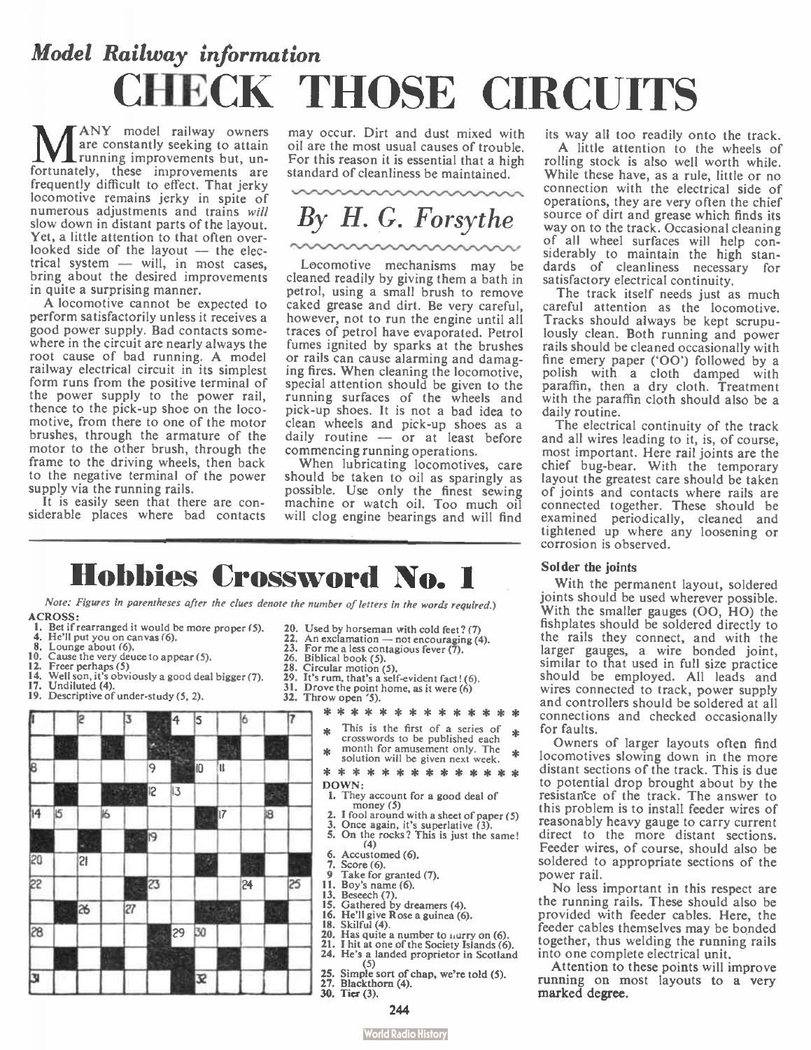## *Model Railway information*

# CHECK THOSE CIRCUITS

## *By H. G. Forsythe*

MANY model railway owners are constantly seeking to attain running improvements but, unfortunately, these improvements are frequently difficult to effect. That jerky locomotive remains jerky in spite of numerous adjustments and trains *will* slow down in distant parts of the layout. Yet, a little attention to that often overlooked side of the layout — the electrical system — will, in most cases, bring about the desired improvements in quite a surprising manner.

A locomotive cannot be expected to perform satisfactorily unless it receives a good power supply. Bad contacts somewhere in the circuit are nearly always the root cause of bad running. A model railway electrical circuit in its simplest form runs from the positive terminal of the power supply to the power rail, thence to the pick-up shoe on the locomotive, from there to one of the motor brushes, through the armature of the motor to the other brush, through the frame to the driving wheels, then back to the negative terminal of the power supply via the running rails.

It is easily seen that there are considerable places where bad contacts may occur. Dirt and dust mixed with oil are the most usual causes of trouble. For this reason it is essential that a high standard of cleanliness be maintained.

Locomotive mechanisms may be cleaned readily by giving them a bath in petrol, using a small brush to remove caked grease and dirt. Be very careful, however, not to run the engine until all traces of petrol have evaporated. Petrol fumes ignited by sparks at the brushes or rails can cause alarming and damaging fires. When cleaning the locomotive, special attention should be given to the running surfaces of the wheels and pick-up shoes. It is not a bad idea to clean wheels and pick-up shoes as a daily routine — or at least before commencing running operations.

When lubricating locomotives, care should be taken to oil as sparingly as possible. Use only the finest sewing machine or watch oil. Too much oil will clog engine bearings and will find its way all too readily onto the track.

A little attention to the wheels of rolling stock is also well worth while. While these have, as a rule, little or no connection with the electrical side of operations, they are very often the chief source of dirt and grease which finds its way on to the track. Occasional cleaning of all wheel surfaces will help considerably to maintain the high standards of cleanliness necessary for satisfactory electrical continuity.

The track itself needs just as much careful attention as the locomotive. Tracks should always be kept scrupulously clean. Both running and power rails should be cleaned occasionally with fine emery paper ('OO') followed by a polish with a cloth damped with paraffin, then a dry cloth. Treatment with the paraffin cloth should also be a daily routine.

The electrical continuity of the track and all wires leading to it, is, of course, most important. Here rail joints are the chief bug-bear. With the temporary layout the greatest care should be taken of joints and contacts where rails are connected together. These should be examined periodically, cleaned and tightened up where any loosening or corrosion is observed.

### Solder the joints

With the permanent layout, soldered joints should be used wherever possible. With the smaller gauges (OO, HO) the fishplates should be soldered directly to the rails they connect, and with the larger gauges, a wire bonded joint, similar to that used in full size practice should be employed. All leads and wires connected to track, power supply and controllers should be soldered at all connections and checked occasionally for faults.

Owners of larger layouts often find locomotives slowing down in the more distant sections of the track. This is due to potential drop brought about by the resistance of the track. The answer to this problem is to install feeder wires of reasonably heavy gauge to carry current direct to the more distant sections. Feeder wires, of course, should also be soldered to appropriate sections of the power rail.

No less important in this respect are the running rails. These should also be provided with feeder cables. Here, the feeder cables themselves may be bonded together, thus welding the running rails into one complete electrical unit.

Attention to these points will improve running on most layouts to a very marked degree.

# Hobbies Crossword No. 1

*Note: Figures in parentheses after the clues denote the number of letters in the words required.)*

**ACROSS:**

1. Bet if rearranged it would be more proper (5).
4. He'll put you on canvas (6).
8. Lounge about (6).
10. Cause the very deuce to appear (5).
12. Freer perhaps (5)
14. Well son, it's obviously a good deal bigger (7).
17. Undiluted (4).
19. Descriptive of under-study (5, 2).
20. Used by horseman with cold feet? (7)
22. An exclamation — not encouraging (4).
23. For me a less contagious fever (7).
26. Biblical book (5).
28. Circular motion (5).
29. It's rum, that's a self-evident fact! (6).
31. Drove the point home, as it were (6)
32. Throw open (5).

\* This is the first of a series of crosswords to be published each month for amusement only. The solution will be given next week. \*

**DOWN:**

1. They account for a good deal of money (5)
2. I fool around with a sheet of paper (5)
3. Once again, it's superlative (3).
5. On the rocks? This is just the same! (4)
6. Accustomed (6).
7. Score (6).
9. Take for granted (7).
11. Boy's name (6).
13. Beseech (7).
15. Gathered by dreamers (4).
16. He'll give Rose a guinea (6).
18. Skilful (4).
20. Has quite a number to hurry on (6).
21. I hit at one of the Society Islands (6).
24. He's a landed proprietor in Scotland (5)
25. Simple sort of chap, we're told (5).
27. Blackthorn (4).
30. Tier (3).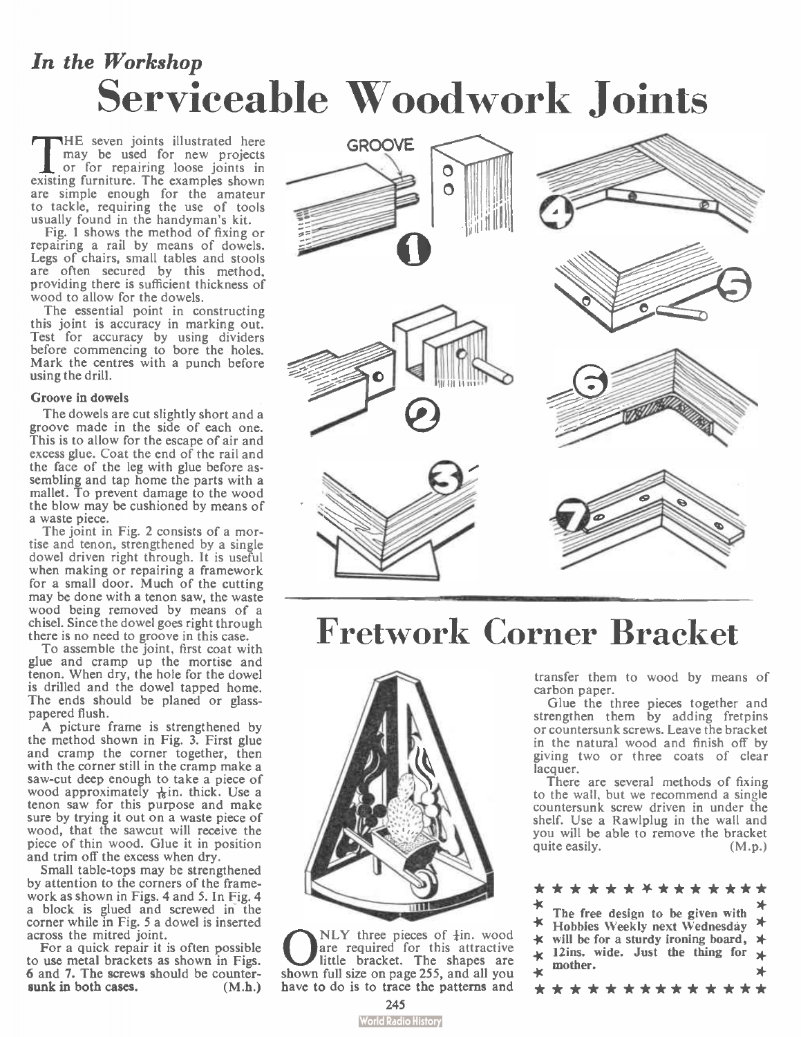*In the Workshop*

# Serviceable Woodwork Joints

THE seven joints illustrated here may be used for new projects or for repairing loose joints in existing furniture. The examples shown are simple enough for the amateur to tackle, requiring the use of tools usually found in the handyman's kit.

Fig. 1 shows the method of fixing or repairing a rail by means of dowels. Legs of chairs, small tables and stools are often secured by this method, providing there is sufficient thickness of wood to allow for the dowels.

The essential point in constructing this joint is accuracy in marking out. Test for accuracy by using dividers before commencing to bore the holes. Mark the centres with a punch before using the drill.

#### Groove in dowels

The dowels are cut slightly short and a groove made in the side of each one. This is to allow for the escape of air and excess glue. Coat the end of the rail and the face of the leg with glue before assembling and tap home the parts with a mallet. To prevent damage to the wood the blow may be cushioned by means of a waste piece.

The joint in Fig. 2 consists of a mortise and tenon, strengthened by a single dowel driven right through. It is useful when making or repairing a framework for a small door. Much of the cutting may be done with a tenon saw, the waste wood being removed by means of a chisel. Since the dowel goes right through there is no need to groove in this case.

To assemble the joint, first coat with glue and cramp up the mortise and tenon. When dry, the hole for the dowel is drilled and the dowel tapped home. The ends should be planed or glass-papered flush.

A picture frame is strengthened by the method shown in Fig. 3. First glue and cramp the corner together, then with the corner still in the cramp make a saw-cut deep enough to take a piece of wood approximately $\frac{1}{16}$in. thick. Use a tenon saw for this purpose and make sure by trying it out on a waste piece of wood, that the sawcut will receive the piece of thin wood. Glue it in position and trim off the excess when dry.

Small table-tops may be strengthened by attention to the corners of the framework as shown in Figs. 4 and 5. In Fig. 4 a block is glued and screwed in the corner while in Fig. 5 a dowel is inserted across the mitred joint.

For a quick repair it is often possible to use metal brackets as shown in Figs. 6 and 7. The screws should be countersunk in both cases. (M.h.)

GROOVE

# Fretwork Corner Bracket

ONLY three pieces of $\frac{1}{4}$in. wood are required for this attractive little bracket. The shapes are shown full size on page 255, and all you have to do is to trace the patterns and transfer them to wood by means of carbon paper.

Glue the three pieces together and strengthen them by adding fretpins or countersunk screws. Leave the bracket in the natural wood and finish off by giving two or three coats of clear lacquer.

There are several methods of fixing to the wall, but we recommend a single countersunk screw driven in under the shelf. Use a Rawlplug in the wall and you will be able to remove the bracket quite easily. (M.p.)

**The free design to be given with Hobbies Weekly next Wednesday will be for a sturdy ironing board, 12ins. wide. Just the thing for mother.**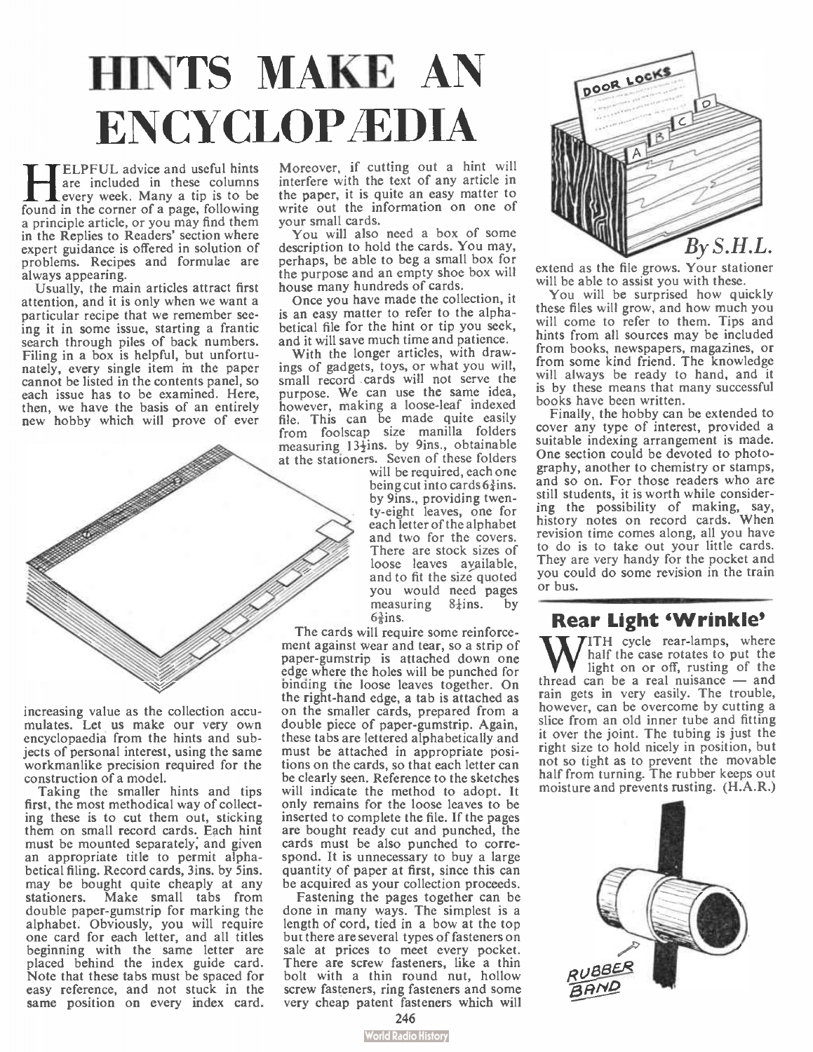# HINTS MAKE AN ENCYCLOPÆDIA

*By S.H.L.*

HELPFUL advice and useful hints are included in these columns every week. Many a tip is to be found in the corner of a page, following a principle article, or you may find them in the Replies to Readers' section where expert guidance is offered in solution of problems. Recipes and formulae are always appearing.

Usually, the main articles attract first attention, and it is only when we want a particular recipe that we remember seeing it in some issue, starting a frantic search through piles of back numbers. Filing in a box is helpful, but unfortunately, every single item in the paper cannot be listed in the contents panel, so each issue has to be examined. Here, then, we have the basis of an entirely new hobby which will prove of ever increasing value as the collection accumulates. Let us make our very own encyclopaedia from the hints and subjects of personal interest, using the same workmanlike precision required for the construction of a model.

Taking the smaller hints and tips first, the most methodical way of collecting these is to cut them out, sticking them on small record cards. Each hint must be mounted separately, and given an appropriate title to permit alphabetical filing. Record cards, 3ins. by 5ins. may be bought quite cheaply at any stationers. Make small tabs from double paper-gumstrip for marking the alphabet. Obviously, you will require one card for each letter, and all titles beginning with the same letter are placed behind the index guide card. Note that these tabs must be spaced for easy reference, and not stuck in the same position on every index card. Moreover, if cutting out a hint will interfere with the text of any article in the paper, it is quite an easy matter to write out the information on one of your small cards.

You will also need a box of some description to hold the cards. You may, perhaps, be able to beg a small box for the purpose and an empty shoe box will house many hundreds of cards.

Once you have made the collection, it is an easy matter to refer to the alphabetical file for the hint or tip you seek, and it will save much time and patience.

With the longer articles, with drawings of gadgets, toys, or what you will, small record cards will not serve the purpose. We can use the same idea, however, making a loose-leaf indexed file. This can be made quite easily from foolscap size manilla folders measuring 13½ins. by 9ins., obtainable at the stationers. Seven of these folders will be required, each one being cut into cards 6¾ins. by 9ins., providing twenty-eight leaves, one for each letter of the alphabet and two for the covers. There are stock sizes of loose leaves available, and to fit the size quoted you would need pages measuring 8¼ins. by 6⅝ins.

The cards will require some reinforcement against wear and tear, so a strip of paper-gumstrip is attached down one edge where the holes will be punched for binding the loose leaves together. On the right-hand edge, a tab is attached as on the smaller cards, prepared from a double piece of paper-gumstrip. Again, these tabs are lettered alphabetically and must be attached in appropriate positions on the cards, so that each letter can be clearly seen. Reference to the sketches will indicate the method to adopt. It only remains for the loose leaves to be inserted to complete the file. If the pages are bought ready cut and punched, the cards must be also punched to correspond. It is unnecessary to buy a large quantity of paper at first, since this can be acquired as your collection proceeds.

Fastening the pages together can be done in many ways. The simplest is a length of cord, tied in a bow at the top but there are several types of fasteners on sale at prices to meet every pocket. There are screw fasteners, like a thin bolt with a thin round nut, hollow screw fasteners, ring fasteners and some very cheap patent fasteners which will extend as the file grows. Your stationer will be able to assist you with these.

You will be surprised how quickly these files will grow, and how much you will come to refer to them. Tips and hints from all sources may be included from books, newspapers, magazines, or from some kind friend. The knowledge will always be ready to hand, and it is by these means that many successful books have been written.

Finally, the hobby can be extended to cover any type of interest, provided a suitable indexing arrangement is made. One section could be devoted to photography, another to chemistry or stamps, and so on. For those readers who are still students, it is worth while considering the possibility of making, say, history notes on record cards. When revision time comes along, all you have to do is to take out your little cards. They are very handy for the pocket and you could do some revision in the train or bus.

## Rear Light 'Wrinkle'

WITH cycle rear-lamps, where half the case rotates to put the light on or off, rusting of the thread can be a real nuisance — and rain gets in very easily. The trouble, however, can be overcome by cutting a slice from an old inner tube and fitting it over the joint. The tubing is just the right size to hold nicely in position, but not so tight as to prevent the movable half from turning. The rubber keeps out moisture and prevents rusting. (H.A.R.)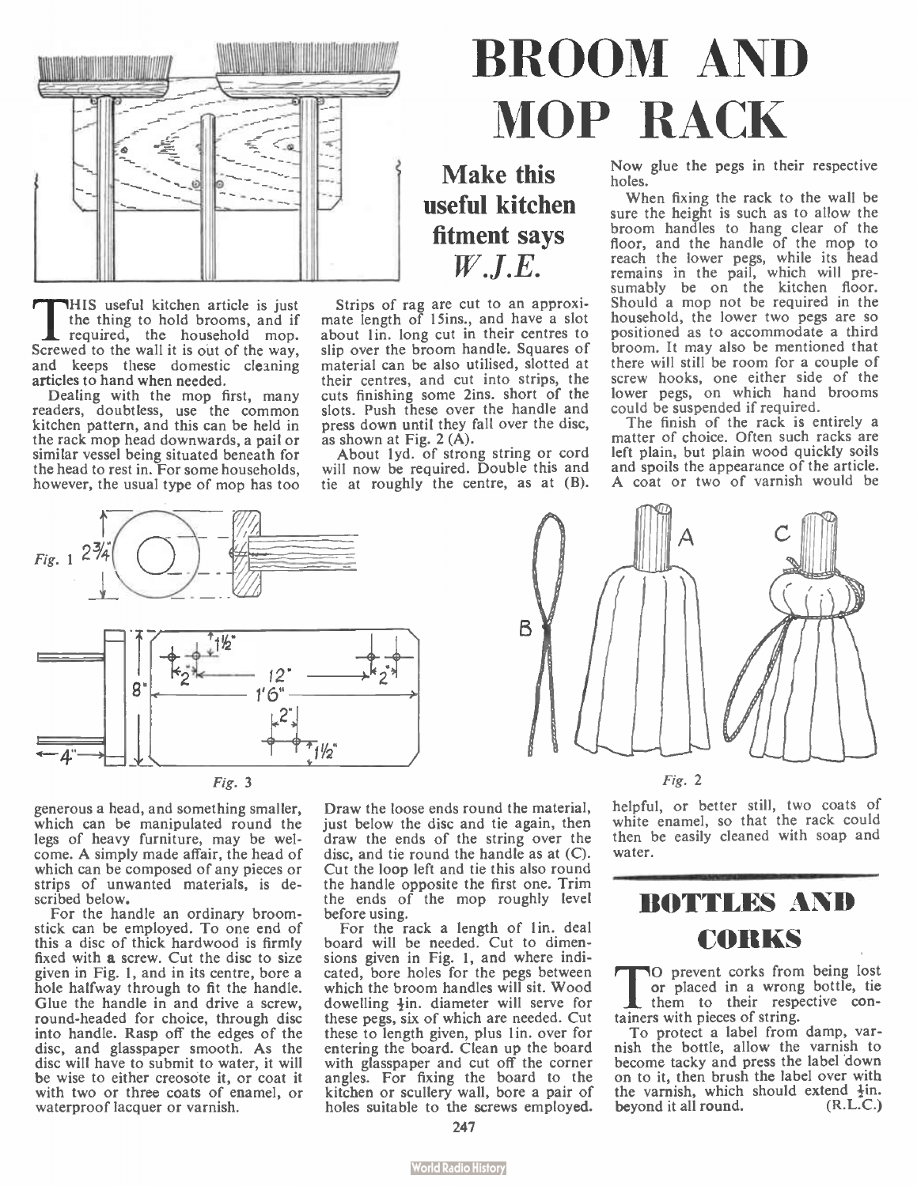# BROOM AND MOP RACK

## Make this useful kitchen fitment says *W.J.E.*

THIS useful kitchen article is just the thing to hold brooms, and if required, the household mop. Screwed to the wall it is out of the way, and keeps these domestic cleaning articles to hand when needed.

Dealing with the mop first, many readers, doubtless, use the common kitchen pattern, and this can be held in the rack mop head downwards, a pail or similar vessel being situated beneath for the head to rest in. For some households, however, the usual type of mop has too generous a head, and something smaller, which can be manipulated round the legs of heavy furniture, may be welcome. A simply made affair, the head of which can be composed of any pieces or strips of unwanted materials, is described below.

For the handle an ordinary broomstick can be employed. To one end of this a disc of thick hardwood is firmly fixed with a screw. Cut the disc to size given in Fig. 1, and in its centre, bore a hole halfway through to fit the handle. Glue the handle in and drive a screw, round-headed for choice, through disc into handle. Rasp off the edges of the disc, and glasspaper smooth. As the disc will have to submit to water, it will be wise to either creosote it, or coat it with two or three coats of enamel, or waterproof lacquer or varnish.

Strips of rag are cut to an approximate length of 15ins., and have a slot about 1in. long cut in their centres to slip over the broom handle. Squares of material can be also utilised, slotted at their centres, and cut into strips, the cuts finishing some 2ins. short of the slots. Push these over the handle and press down until they fall over the disc, as shown at Fig. 2 (A).

About 1yd. of strong string or cord will now be required. Double this and tie at roughly the centre, as at (B). Draw the loose ends round the material, just below the disc and tie again, then draw the ends of the string over the disc, and tie round the handle as at (C). Cut the loop left and tie this also round the handle opposite the first one. Trim the ends of the mop roughly level before using.

For the rack a length of 1in. deal board will be needed. Cut to dimensions given in Fig. 1, and where indicated, bore holes for the pegs between which the broom handles will sit. Wood dowelling ½in. diameter will serve for these pegs, six of which are needed. Cut these to length given, plus 1in. over for entering the board. Clean up the board with glasspaper and cut off the corner angles. For fixing the board to the kitchen or scullery wall, bore a pair of holes suitable to the screws employed. Now glue the pegs in their respective holes.

When fixing the rack to the wall be sure the height is such as to allow the broom handles to hang clear of the floor, and the handle of the mop to reach the lower pegs, while its head remains in the pail, which will presumably be on the kitchen floor. Should a mop not be required in the household, the lower two pegs are so positioned as to accommodate a third broom. It may also be mentioned that there will still be room for a couple of screw hooks, one either side of the lower pegs, on which hand brooms could be suspended if required.

The finish of the rack is entirely a matter of choice. Often such racks are left plain, but plain wood quickly soils and spoils the appearance of the article. A coat or two of varnish would be helpful, or better still, two coats of white enamel, so that the rack could then be easily cleaned with soap and water.

*Fig.* 1 — 2¾"

*Fig.* 3 — 8", 4", 1'6", 12", 2", 1½"

*Fig.* 2 — A, B, C

---

# BOTTLES AND CORKS

TO prevent corks from being lost or placed in a wrong bottle, tie them to their respective containers with pieces of string.

To protect a label from damp, varnish the bottle, allow the varnish to become tacky and press the label down on to it, then brush the label over with the varnish, which should extend ½in. beyond it all round. (R.L.C.)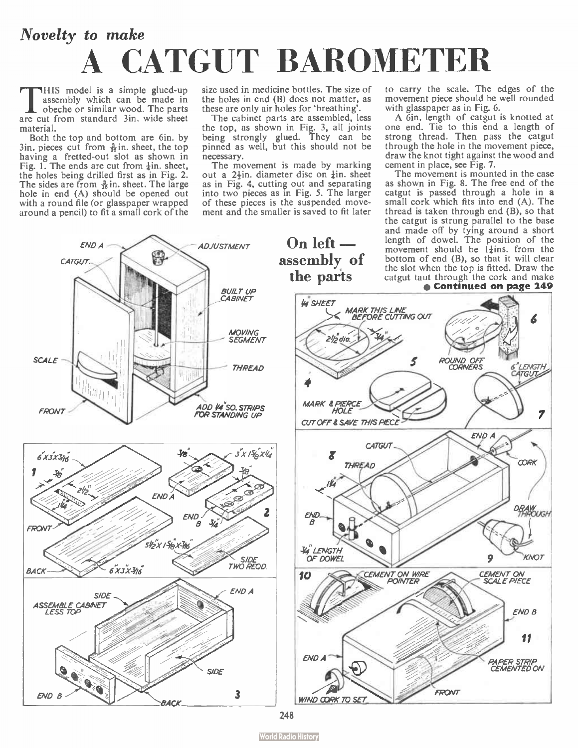*Novelty to make*

# A CATGUT BAROMETER

THIS model is a simple glued-up assembly which can be made in obeche or similar wood. The parts are cut from standard 3in. wide sheet material.

Both the top and bottom are 6in. by 3in. pieces cut from 3/16 in. sheet, the top having a fretted-out slot as shown in Fig. 1. The ends are cut from ¼in. sheet, the holes being drilled first as in Fig. 2. The sides are from 3/16 in. sheet. The large hole in end (A) should be opened out with a round file (or glasspaper wrapped around a pencil) to fit a small cork of the size used in medicine bottles. The size of the holes in end (B) does not matter, as these are only air holes for 'breathing'.

The cabinet parts are assembled, less the top, as shown in Fig. 3, all joints being strongly glued. They can be pinned as well, but this should not be necessary.

The movement is made by marking out a 2½in. diameter disc on ¼in. sheet as in Fig. 4, cutting out and separating into two pieces as in Fig. 5. The larger of these pieces is the suspended movement and the smaller is saved to fit later to carry the scale. The edges of the movement piece should be well rounded with glasspaper as in Fig. 6.

A 6in. length of catgut is knotted at one end. Tie to this end a length of strong thread. Then pass the catgut through the hole in the movement piece, draw the knot tight against the wood and cement in place, see Fig. 7.

The movement is mounted in the case as shown in Fig. 8. The free end of the catgut is passed through a hole in a small cork which fits into end (A). The thread is taken through end (B), so that the catgut is strung parallel to the base and made off by tying around a short length of dowel. The position of the movement should be 1¼ins. from the bottom of end (B), so that it will clear the slot when the top is fitted. Draw the catgut taut through the cork and make

● Continued on page 249

**On left — assembly of the parts**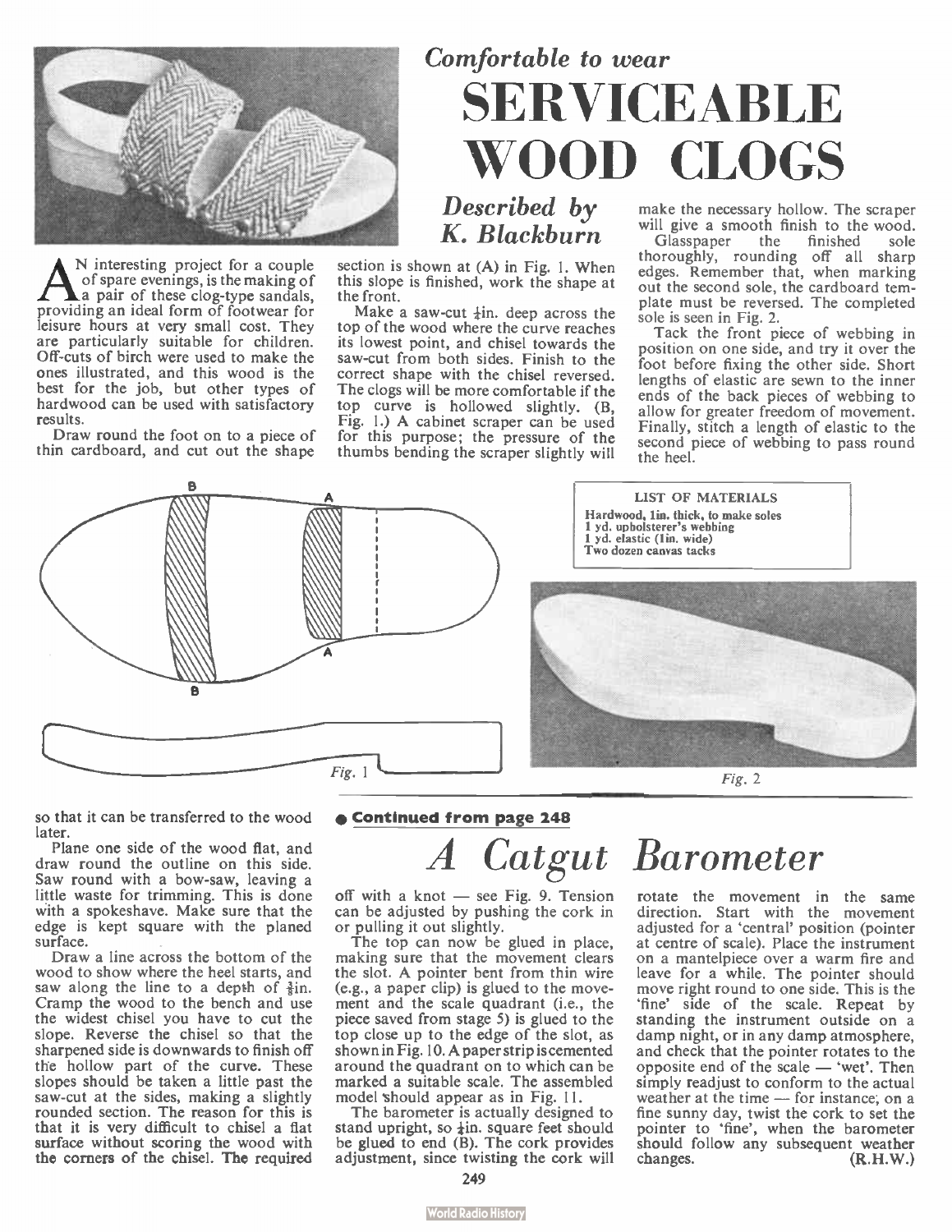*Comfortable to wear*

# SERVICEABLE WOOD CLOGS

*Described by K. Blackburn*

AN interesting project for a couple of spare evenings, is the making of a pair of these clog-type sandals, providing an ideal form of footwear for leisure hours at very small cost. They are particularly suitable for children. Off-cuts of birch were used to make the ones illustrated, and this wood is the best for the job, but other types of hardwood can be used with satisfactory results.

Draw round the foot on to a piece of thin cardboard, and cut out the shape so that it can be transferred to the wood later.

Plane one side of the wood flat, and draw round the outline on this side. Saw round with a bow-saw, leaving a little waste for trimming. This is done with a spokeshave. Make sure that the edge is kept square with the planed surface.

Draw a line across the bottom of the wood to show where the heel starts, and saw along the line to a depth of ⅜in. Cramp the wood to the bench and use the widest chisel you have to cut the slope. Reverse the chisel so that the sharpened side is downwards to finish off the hollow part of the curve. These slopes should be taken a little past the saw-cut at the sides, making a slightly rounded section. The reason for this is that it is very difficult to chisel a flat surface without scoring the wood with the corners of the chisel. The required section is shown at (A) in Fig. 1. When this slope is finished, work the shape at the front.

Make a saw-cut ⅛in. deep across the top of the wood where the curve reaches its lowest point, and chisel towards the saw-cut from both sides. Finish to the correct shape with the chisel reversed. The clogs will be more comfortable if the top curve is hollowed slightly. (B, Fig. 1.) A cabinet scraper can be used for this purpose; the pressure of the thumbs bending the scraper slightly will make the necessary hollow. The scraper will give a smooth finish to the wood.

Glasspaper the finished sole thoroughly, rounding off all sharp edges. Remember that, when marking out the second sole, the cardboard template must be reversed. The completed sole is seen in Fig. 2.

Tack the front piece of webbing in position on one side, and try it over the foot before fixing the other side. Short lengths of elastic are sewn to the inner ends of the back pieces of webbing to allow for greater freedom of movement. Finally, stitch a length of elastic to the second piece of webbing to pass round the heel.

**LIST OF MATERIALS**
- Hardwood, 1in. thick, to make soles
- 1 yd. upholsterer's webbing
- 1 yd. elastic (1in. wide)
- Two dozen canvas tacks

Fig. 1

Fig. 2

**● Continued from page 248**

# *A Catgut Barometer*

off with a knot — see Fig. 9. Tension can be adjusted by pushing the cork in or pulling it out slightly.

The top can now be glued in place, making sure that the movement clears the slot. A pointer bent from thin wire (e.g., a paper clip) is glued to the movement and the scale quadrant (i.e., the piece saved from stage 5) is glued to the top close up to the edge of the slot, as shown in Fig. 10. A paper strip is cemented around the quadrant on to which can be marked a suitable scale. The assembled model should appear as in Fig. 11.

The barometer is actually designed to stand upright, so ½in. square feet should be glued to end (B). The cork provides adjustment, since twisting the cork will rotate the movement in the same direction. Start with the movement adjusted for a 'central' position (pointer at centre of scale). Place the instrument on a mantelpiece over a warm fire and leave for a while. The pointer should move right round to one side. This is the 'fine' side of the scale. Repeat by standing the instrument outside on a damp night, or in any damp atmosphere, and check that the pointer rotates to the opposite end of the scale — 'wet'. Then simply readjust to conform to the actual weather at the time — for instance, on a fine sunny day, twist the cork to set the pointer to 'fine', when the barometer should follow any subsequent weather changes. (R.H.W.)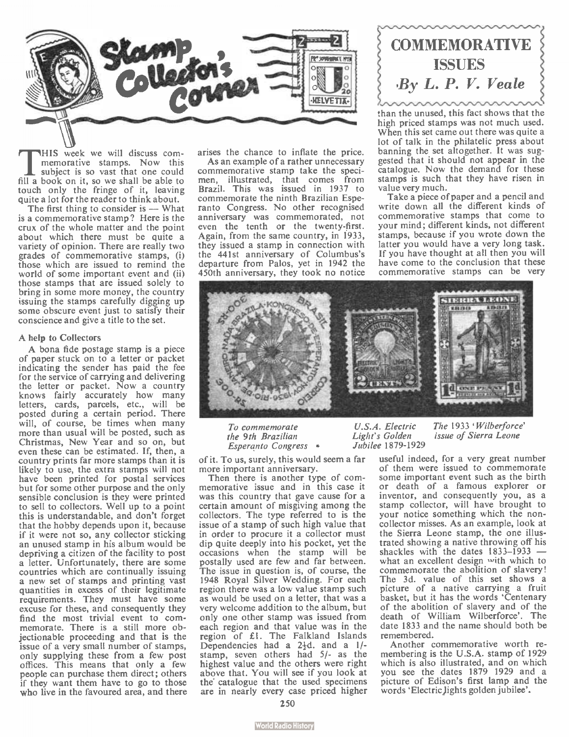# Stamp Collector's Corner

## COMMEMORATIVE ISSUES

*By L. P. V. Veale*

THIS week we will discuss commemorative stamps. Now this subject is so vast that one could fill a book on it, so we shall be able to touch only the fringe of it, leaving quite a lot for the reader to think about.

The first thing to consider is — What is a commemorative stamp? Here is the crux of the whole matter and the point about which there must be quite a variety of opinion. There are really two grades of commemorative stamps, (i) those which are issued to remind the world of some important event and (ii) those stamps that are issued solely to bring in some more money, the country issuing the stamps carefully digging up some obscure event just to satisfy their conscience and give a title to the set.

### A help to Collectors

A bona fide postage stamp is a piece of paper stuck on to a letter or packet indicating the sender has paid the fee for the service of carrying and delivering the letter or packet. Now a country knows fairly accurately how many letters, cards, parcels, etc., will be posted during a certain period. There will, of course, be times when many more than usual will be posted, such as Christmas, New Year and so on, but even these can be estimated. If, then, a country prints far more stamps than it is likely to use, the extra stamps will not have been printed for postal services but for some other purpose and the only sensible conclusion is they were printed to sell to collectors. Well up to a point this is understandable, and don't forget that the hobby depends upon it, because if it were not so, any collector sticking an unused stamp in his album would be depriving a citizen of the facility to post a letter. Unfortunately, there are some countries which are continually issuing a new set of stamps and printing vast quantities in excess of their legitimate requirements. They must have some excuse for these, and consequently they find the most trivial event to commemorate. There is a still more objectionable proceeding and that is the issue of a very small number of stamps, only supplying these from a few post offices. This means that only a few people can purchase them direct; others if they want them have to go to those who live in the favoured area, and there arises the chance to inflate the price.

As an example of a rather unnecessary commemorative stamp take the specimen, illustrated, that comes from Brazil. This was issued in 1937 to commemorate the ninth Brazilian Esperanto Congress. No other recognised anniversary was commemorated, not even the tenth or the twenty-first. Again, from the same country, in 1933, they issued a stamp in connection with the 441st anniversary of Columbus's departure from Palos, yet in 1942 the 450th anniversary, they took no notice of it. To us, surely, this would seem a far more important anniversary.

Then there is another type of commemorative issue and in this case it was this country that gave cause for a certain amount of misgiving among the collectors. The type referred to is the issue of a stamp of such high value that in order to procure it a collector must dip quite deeply into his pocket, yet the occasions when the stamp will be postally used are few and far between. The issue in question is, of course, the 1948 Royal Silver Wedding. For each region there was a low value stamp such as would be used on a letter, that was a very welcome addition to the album, but only one other stamp was issued from each region and that value was in the region of £1. The Falkland Islands Dependencies had a 2½d. and a 1/- stamp, seven others had 5/- as the highest value and the others were right above that. You will see if you look at the catalogue that the used specimens are in nearly every case priced higher than the unused, this fact shows that the high priced stamps was not much used. When this set came out there was quite a lot of talk in the philatelic press about banning the set altogether. It was suggested that it should not appear in the catalogue. Now the demand for these stamps is such that they have risen in value very much.

Take a piece of paper and a pencil and write down all the different kinds of commemorative stamps that come to your mind; different kinds, not different stamps, because if you wrote down the latter you would have a very long task. If you have thought at all then you will have come to the conclusion that these commemorative stamps can be very useful indeed, for a very great number of them were issued to commemorate some important event such as the birth or death of a famous explorer or inventor, and consequently you, as a stamp collector, will have brought to your notice something which the non-collector misses. As an example, look at the Sierra Leone stamp, the one illustrated showing a native throwing off his shackles with the dates 1833–1933 — what an excellent design with which to commemorate the abolition of slavery! The 3d. value of this set shows a picture of a native carrying a fruit basket, but it has the words 'Centenary of the abolition of slavery and of the death of William Wilberforce'. The date 1833 and the name should both be remembered.

*To commemorate the 9th Brazilian Esperanto Congress*

*U.S.A. Electric Light's Golden Jubilee 1879-1929*

*The 1933 'Wilberforce' issue of Sierra Leone*

Another commemorative worth remembering is the U.S.A. stamp of 1929 which is also illustrated, and on which you see the dates 1879 1929 and a picture of Edison's first lamp and the words 'Electric lights golden jubilee'.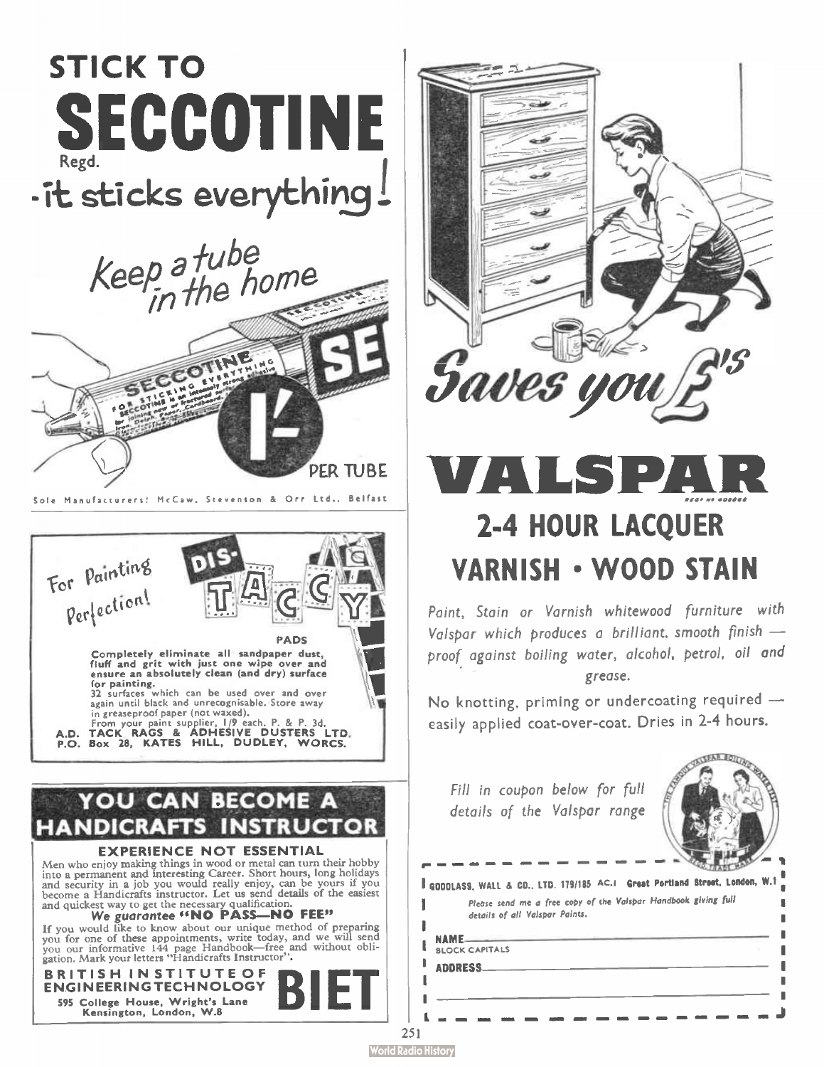# STICK TO SECCOTINE

Regd.

## - it sticks everything!

*Keep a tube in the home*

1/- PER TUBE

Sole Manufacturers: McCaw, Stevenson & Orr Ltd., Belfast

---

*For Painting Perfection!*

## DIS-TACCY PADS

Completely eliminate all sandpaper dust, fluff and grit with just one wipe over and ensure an absolutely clean (and dry) surface for painting.
32 surfaces which can be used over and over again until black and unrecognisable. Store away in greaseproof paper (not waxed).
From your paint supplier, 1/9 each. P. & P. 3d.

**A.D. TACK RAGS & ADHESIVE DUSTERS LTD.**
**P.O. Box 28, KATES HILL, DUDLEY, WORCS.**

---

## YOU CAN BECOME A HANDICRAFTS INSTRUCTOR

### EXPERIENCE NOT ESSENTIAL

Men who enjoy making things in wood or metal can turn their hobby into a permanent and interesting Career. Short hours, long holidays and security in a job you would really enjoy, can be yours if you become a Handicrafts instructor. Let us send details of the easiest and quickest way to get the necessary qualification.

***We guarantee "NO PASS—NO FEE"***

If you would like to know about our unique method of preparing you for one of these appointments, write today, and we will send you our informative 144 page Handbook—free and without obligation. Mark your letters "Handicrafts Instructor".

**BRITISH INSTITUTE OF ENGINEERING TECHNOLOGY** **BIET**
595 College House, Wright's Lane
Kensington, London, W.8

---

*Saves you £'s*

# VALSPAR

## 2-4 HOUR LACQUER
## VARNISH • WOOD STAIN

*Paint, Stain or Varnish whitewood furniture with Valspar which produces a brilliant, smooth finish — proof against boiling water, alcohol, petrol, oil and grease.*

No knotting, priming or undercoating required — easily applied coat-over-coat. Dries in 2-4 hours.

*Fill in coupon below for full details of the Valspar range*

GOODLASS, WALL & CO., LTD. 179/185 AC.1 Great Portland Street, London, W.1

*Please send me a free copy of the Valspar Handbook giving full details of all Valspar Paints.*

NAME ____________________
BLOCK CAPITALS

ADDRESS ____________________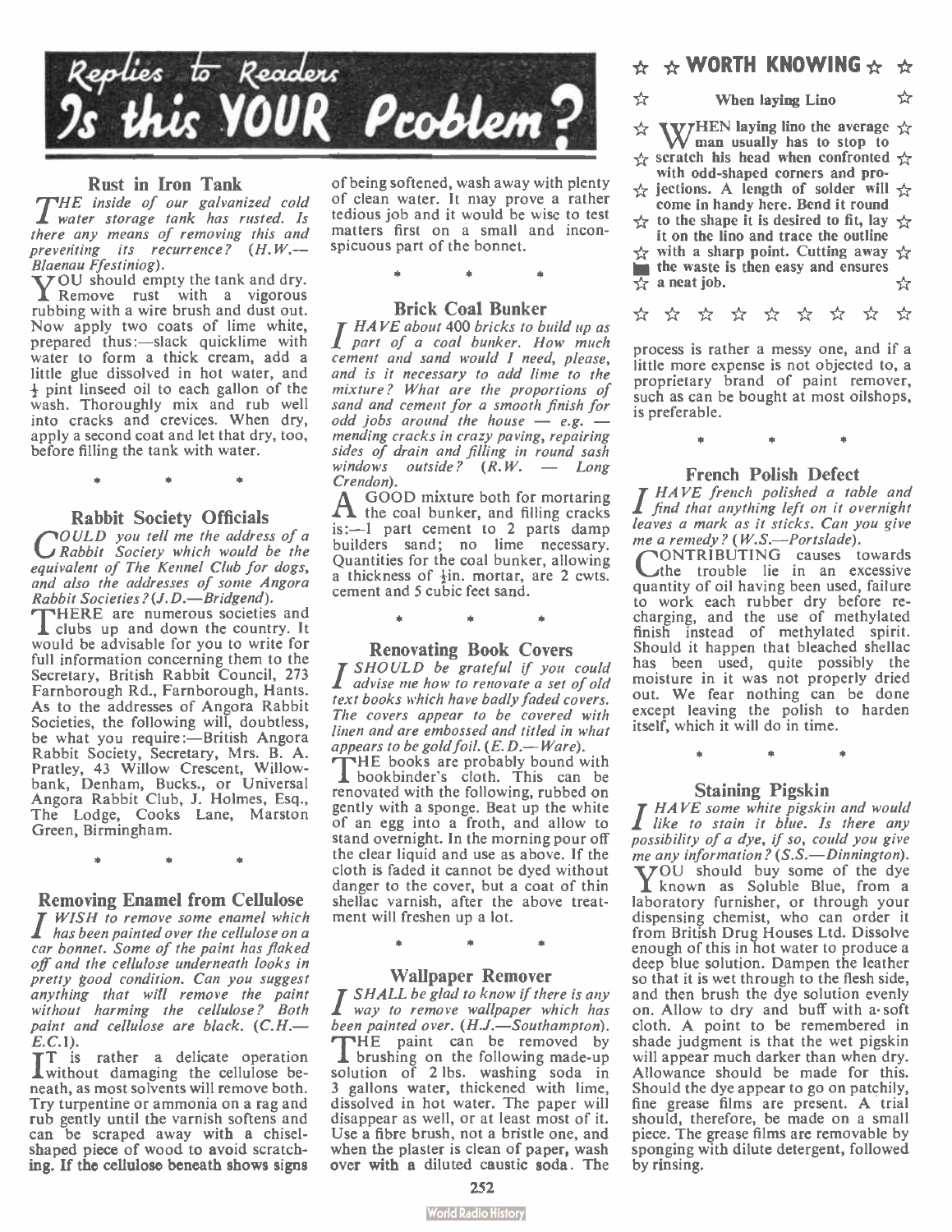# Replies to Readers
# Is this YOUR Problem?

## Rust in Iron Tank

*The inside of our galvanized cold water storage tank has rusted. Is there any means of removing this and preventing its recurrence? (H.W.—Blaenau Ffestiniog).*

YOU should empty the tank and dry. Remove rust with a vigorous rubbing with a wire brush and dust out. Now apply two coats of lime white, prepared thus:—slack quicklime with water to form a thick cream, add a little glue dissolved in hot water, and ½ pint linseed oil to each gallon of the wash. Thoroughly mix and rub well into cracks and crevices. When dry, apply a second coat and let that dry, too, before filling the tank with water.

\* \* \*

## Rabbit Society Officials

*Could you tell me the address of a Rabbit Society which would be the equivalent of The Kennel Club for dogs, and also the addresses of some Angora Rabbit Societies? (J.D.—Bridgend).*

THERE are numerous societies and clubs up and down the country. It would be advisable for you to write for full information concerning them to the Secretary, British Rabbit Council, 273 Farnborough Rd., Farnborough, Hants. As to the addresses of Angora Rabbit Societies, the following will, doubtless, be what you require:—British Angora Rabbit Society, Secretary, Mrs. B. A. Pratley, 43 Willow Crescent, Willowbank, Denham, Bucks., or Universal Angora Rabbit Club, J. Holmes, Esq., The Lodge, Cooks Lane, Marston Green, Birmingham.

\* \* \*

## Removing Enamel from Cellulose

*I wish to remove some enamel which has been painted over the cellulose on a car bonnet. Some of the paint has flaked off and the cellulose underneath looks in pretty good condition. Can you suggest anything that will remove the paint without harming the cellulose? Both paint and cellulose are black. (C.H.—E.C.1).*

IT is rather a delicate operation without damaging the cellulose beneath, as most solvents will remove both. Try turpentine or ammonia on a rag and rub gently until the varnish softens and can be scraped away with a chisel-shaped piece of wood to avoid scratching. If the cellulose beneath shows signs of being softened, wash away with plenty of clean water. It may prove a rather tedious job and it would be wise to test matters first on a small and inconspicuous part of the bonnet.

\* \* \*

## Brick Coal Bunker

*I have about 400 bricks to build up as part of a coal bunker. How much cement and sand would I need, please, and is it necessary to add lime to the mixture? What are the proportions of sand and cement for a smooth finish for odd jobs around the house — e.g. — mending cracks in crazy paving, repairing sides of drain and filling in round sash windows outside? (R.W. — Long Crendon).*

A GOOD mixture both for mortaring the coal bunker, and filling cracks is:—1 part cement to 2 parts damp builders sand; no lime necessary. Quantities for the coal bunker, allowing a thickness of ½in. mortar, are 2 cwts. cement and 5 cubic feet sand.

\* \* \*

## Renovating Book Covers

*I should be grateful if you could advise me how to renovate a set of old text books which have badly faded covers. The covers appear to be covered with linen and are embossed and titled in what appears to be gold foil. (E. D.—Ware).*

THE books are probably bound with bookbinder's cloth. This can be renovated with the following, rubbed on gently with a sponge. Beat up the white of an egg into a froth, and allow to stand overnight. In the morning pour off the clear liquid and use as above. If the cloth is faded it cannot be dyed without danger to the cover, but a coat of thin shellac varnish, after the above treatment will freshen up a lot.

\* \* \*

## Wallpaper Remover

*I shall be glad to know if there is any way to remove wallpaper which has been painted over. (H.J.—Southampton).*

THE paint can be removed by brushing on the following made-up solution of 2 lbs. washing soda in 3 gallons water, thickened with lime, dissolved in hot water. The paper will disappear as well, or at least most of it. Use a fibre brush, not a bristle one, and when the plaster is clean of paper, wash over with a diluted caustic soda. The process is rather a messy one, and if a little more expense is not objected to, a proprietary brand of paint remover, such as can be bought at most oilshops, is preferable.

\* \* \*

## French Polish Defect

*I have french polished a table and find that anything left on it overnight leaves a mark as it sticks. Can you give me a remedy? (W.S.—Portslade).*

CONTRIBUTING causes towards the trouble lie in an excessive quantity of oil having been used, failure to work each rubber dry before recharging, and the use of methylated finish instead of methylated spirit. Should it happen that bleached shellac has been used, quite possibly the moisture in it was not properly dried out. We fear nothing can be done except leaving the polish to harden itself, which it will do in time.

\* \* \*

## Staining Pigskin

*I have some white pigskin and would like to stain it blue. Is there any possibility of a dye, if so, could you give me any information? (S.S.—Dinnington).*

YOU should buy some of the dye known as Soluble Blue, from a laboratory furnisher, or through your dispensing chemist, who can order it from British Drug Houses Ltd. Dissolve enough of this in hot water to produce a deep blue solution. Dampen the leather so that it is wet through to the flesh side, and then brush the dye solution evenly on. Allow to dry and buff with a soft cloth. A point to be remembered in shade judgment is that the wet pigskin will appear much darker than when dry. Allowance should be made for this. Should the dye appear to go on patchily, fine grease films are present. A trial should, therefore, be made on a small piece. The grease films are removable by sponging with dilute detergent, followed by rinsing.

---

## ☆ ☆ WORTH KNOWING ☆ ☆

### When laying Lino

WHEN laying lino the average man usually has to stop to scratch his head when confronted with odd-shaped corners and projections. A length of solder will come in handy here. Bend it round to the shape it is desired to fit, lay it on the lino and trace the outline with a sharp point. Cutting away the waste is then easy and ensures a neat job.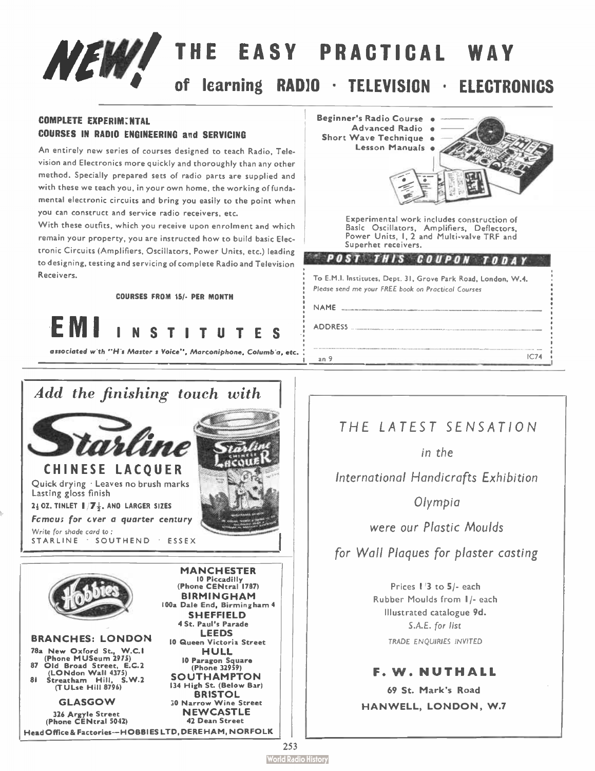# NEW! THE EASY PRACTICAL WAY

## of learning RADIO · TELEVISION · ELECTRONICS

**COMPLETE EXPERIMENTAL COURSES IN RADIO ENGINEERING and SERVICING**

An entirely new series of courses designed to teach Radio, Television and Electronics more quickly and thoroughly than any other method. Specially prepared sets of radio parts are supplied and with these we teach you, in your own home, the working of fundamental electronic circuits and bring you easily to the point when you can construct and service radio receivers, etc.

With these outfits, which you receive upon enrolment and which remain your property, you are instructed how to build basic Electronic Circuits (Amplifiers, Oscillators, Power Units, etc.) leading to designing, testing and servicing of complete Radio and Television Receivers.

**COURSES FROM 15/- PER MONTH**

# EMI INSTITUTES

*associated with "H.M.V." Marconiphone, Columbia, etc.*

- Beginner's Radio Course
- Advanced Radio
- Short Wave Technique
- Lesson Manuals

Experimental work includes construction of Basic Oscillators, Amplifiers, Deflectors, Power Units, 1, 2 and Multi-valve TRF and Superhet receivers.

**POST THIS COUPON TODAY**

To E.M.I. Institutes, Dept. 31, Grove Park Road, London, W.4.
*Please send me your FREE book on Practical Courses*

NAME ..........

ADDRESS ..........

..........

an 9 IC74

---

*Add the finishing touch with*

# Starline

## CHINESE LACQUER

Quick drying · Leaves no brush marks
Lasting gloss finish

2¼ OZ. TINLET 1/7½. AND LARGER SIZES

*Famous for over a quarter century*

*Write for shade card to:*
STARLINE · SOUTHEND · ESSEX

---

# Hobbies

**BRANCHES: LONDON**
78a New Oxford St., W.C.1 (Phone MUSeum 2975)
87 Old Broad Street, E.C.2 (LONdon Wall 4375)
81 Streatham Hill, S.W.2 (TULse Hill 8796)

**GLASGOW**
326 Argyle Street (Phone CENtral 5042)

**MANCHESTER**
10 Piccadilly (Phone CENtral 1787)

**BIRMINGHAM**
100a Dale End, Birmingham 4

**SHEFFIELD**
4 St. Paul's Parade

**LEEDS**
10 Queen Victoria Street

**HULL**
10 Paragon Square (Phone 32959)

**SOUTHAMPTON**
134 High St. (Below Bar)

**BRISTOL**
30 Narrow Wine Street

**NEWCASTLE**
42 Dean Street

Head Office & Factories—HOBBIES LTD, DEREHAM, NORFOLK

---

*THE LATEST SENSATION*

*in the*

*International Handicrafts Exhibition*

*Olympia*

*were our Plastic Moulds*

*for Wall Plaques for plaster casting*

Prices 1/3 to 5/- each
Rubber Moulds from 1/- each
Illustrated catalogue 9d.
*S.A.E. for list*

*TRADE ENQUIRIES INVITED*

**F. W. NUTHALL**

**69 St. Mark's Road**
**HANWELL, LONDON, W.7**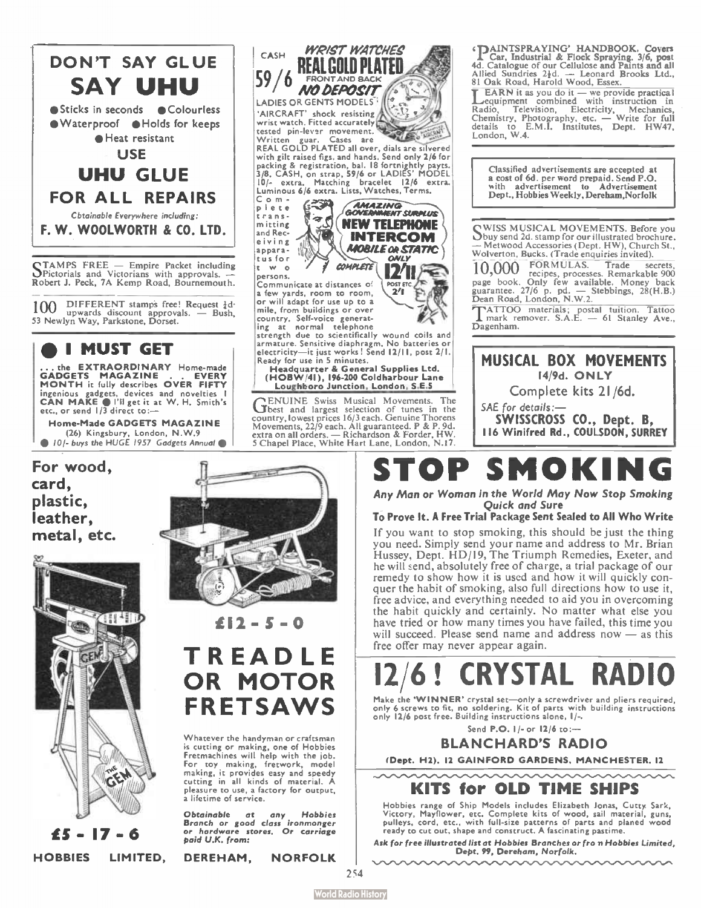# DON'T SAY GLUE
# SAY UHU

- Sticks in seconds
- Colourless
- Waterproof
- Holds for keeps
- Heat resistant

USE

## UHU GLUE
## FOR ALL REPAIRS

*Obtainable Everywhere including:*

**F. W. WOOLWORTH & CO. LTD.**

---

STAMPS FREE — Empire Packet including Pictorials and Victorians with approvals. — Robert J. Peck, 7A Kemp Road, Bournemouth.

100 DIFFERENT stamps free! Request ½d upwards discount approvals. — Bush, 53 Newlyn Way, Parkstone, Dorset.

---

## I MUST GET

... the **EXTRAORDINARY** Home-made **GADGETS MAGAZINE** . . **EVERY MONTH** it fully describes **OVER FIFTY** ingenious gadgets, devices and novelties **I CAN MAKE** ● I'll get it at W. H. Smith's etc., or send 1/3 direct to:—

**Home-Made GADGETS MAGAZINE**
(26) Kingsbury, London, N.W.9

● *10/- buys the HUGE 1957 Gadgets Annual* ●

---

CASH **59/6**

## WRIST WATCHES
## REAL GOLD PLATED
FRONT AND BACK
## NO DEPOSIT

LADIES OR GENTS MODELS

'AIRCRAFT' shock resisting wrist watch. Fitted accurately tested pin-lever movement. Written guar. Cases are REAL GOLD PLATED all over, dials are silvered with gilt raised figs. and hands. Send only 2/6 for packing & registration, bal. 18 fortnightly payts. 3/8. CASH, on strap, 59/6 or LADIES' MODEL 10/- extra. Matching bracelet 12/6 extra. Luminous 6/6 extra. Lists, Watches, Terms.

---

**AMAZING GOVERNMENT SURPLUS**
## NEW TELEPHONE INTERCOM
**MOBILE OR STATIC**
**COMPLETE** ONLY **12/11** POST ETC. 2/1

Complete transmitting and Receiving apparatus for two persons.

Communicate at distances of a few yards, room to room, or will adapt for use up to a mile, from buildings or over country. Self-voice generating at normal telephone strength due to scientifically wound coils and armature. Sensitive diaphragm. No batteries or electricity—it just works! Send 12/11, post 2/1. Ready for use in 5 minutes.

**Headquarter & General Supplies Ltd.**
**(HOBW/41), 196-200 Coldharbour Lane**
**Loughboro Junction, London, S.E.5**

---

GENUINE Swiss Musical Movements. The best and largest selection of tunes in the country, lowest prices 16/3 each. Genuine Thorens Movements, 22/9 each. All guaranteed. P & P. 9d. extra on all orders. — Richardson & Forder, HW. 5 Chapel Place, White Hart Lane, London, N.17.

---

'PAINTSPRAYING' HANDBOOK. Covers Car, Industrial & Flock Spraying. 3/6, post 4d. Catalogue of our Cellulose and Paints and all Allied Sundries 2½d. — Leonard Brooks Ltd., 81 Oak Road, Harold Wood, Essex.

LEARN it as you do it — we provide practical equipment combined with instruction in Radio, Television, Electricity, Mechanics, Chemistry, Photography, etc. — Write for full details to E.M.I. Institutes, Dept. HW47, London, W.4.

---

Classified advertisements are accepted at a cost of 6d. per word prepaid. Send P.O. with advertisement to Advertisement Dept., Hobbies Weekly, Dereham, Norfolk

---

SWISS MUSICAL MOVEMENTS. Before you buy send 2d. stamp for our illustrated brochure. — Metwood Accessories (Dept. HW), Church St., Wolverton, Bucks. (Trade enquiries invited).

10,000 FORMULAS. Trade secrets, recipes, processes. Remarkable 900 page book. Only few available. Money back guarantee. 27/6 p. pd. — Stebbings, 28(H.B.) Dean Road, London, N.W.2.

TATTOO materials; postal tuition. Tattoo mark remover. S.A.E. — 61 Stanley Ave., Dagenham.

---

## MUSICAL BOX MOVEMENTS
**14/9d. ONLY**

Complete kits 21/6d.

*SAE for details:—*
**SWISSCROSS CO., Dept. B, 116 Winifred Rd., COULSDON, SURREY**

---

**For wood, card, plastic, leather, metal, etc.**

**£5 - 17 - 6**

**£12 - 5 - 0**

# TREADLE OR MOTOR FRETSAWS

Whatever the handyman or craftsman is cutting or making, one of Hobbies Fretmachines will help with the job. For toy making, fretwork, model making, it provides easy and speedy cutting in all kinds of material. A pleasure to use, a factory for output, a lifetime of service.

*Obtainable at any Hobbies Branch or good class ironmonger or hardware stores. Or carriage paid U.K. from:*

**HOBBIES LIMITED, DEREHAM, NORFOLK**

---

# STOP SMOKING

***Any Man or Woman in the World May Now Stop Smoking Quick and Sure***

**To Prove It. A Free Trial Package Sent Sealed to All Who Write**

If you want to stop smoking, this should be just the thing you need. Simply send your name and address to Mr. Brian Hussey, Dept. HD/19, The Triumph Remedies, Exeter, and he will send, absolutely free of charge, a trial package of our remedy to show how it is used and how it will quickly conquer the habit of smoking, also full directions how to use it, free advice, and everything needed to aid you in overcoming the habit quickly and certainly. No matter what else you have tried or how many times you have failed, this time you will succeed. Please send name and address now — as this free offer may never appear again.

---

# 12/6! CRYSTAL RADIO

Make the 'WINNER' crystal set—only a screwdriver and pliers required, only 6 screws to fit, no soldering. Kit of parts with building instructions only 12/6 post free. Building instructions alone, 1/-.

Send P.O. 1/- or 12/6 to:—

**BLANCHARD'S RADIO**

**(Dept. H2). 12 GAINFORD GARDENS, MANCHESTER, 12**

---

## KITS for OLD TIME SHIPS

Hobbies range of Ship Models includes Elizabeth Jonas, Cutty Sark, Victory, Mayflower, etc. Complete kits of wood, sail material, guns, pulleys, cord, etc., with full-size patterns of parts and planed wood ready to cut out, shape and construct. A fascinating pastime.

*Ask for free illustrated list at Hobbies Branches or from Hobbies Limited, Dept. 99, Dereham, Norfolk.*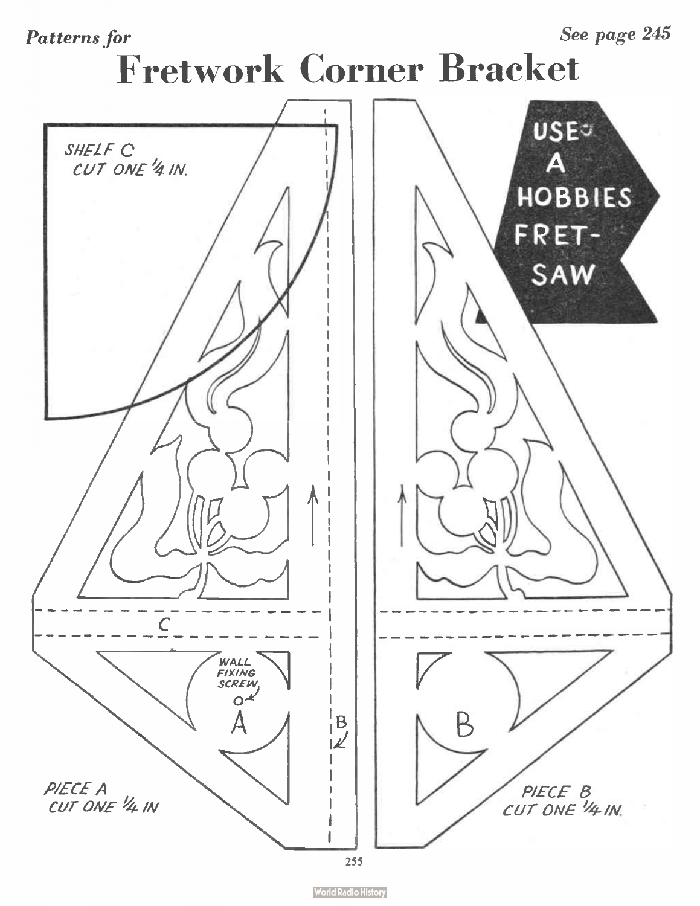*Patterns for*

*See page 245*

# Fretwork Corner Bracket

SHELF C
CUT ONE 1/4 IN.

USE A HOBBIES FRET-SAW

C

WALL FIXING SCREW

A

B

B

PIECE A
CUT ONE 1/4 IN

PIECE B
CUT ONE 1/4 IN.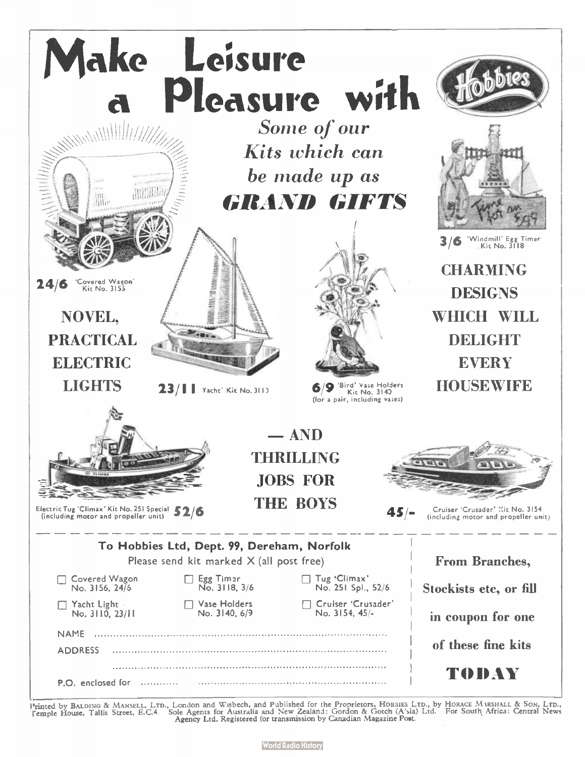# Make Leisure a Pleasure with Hobbies

*Some of our Kits which can be made up as* ***GRAND GIFTS***

**24/6** 'Covered Wagon' Kit No. 3156

**23/11** 'Yacht' Kit No. 3110

**6/9** 'Bird' Vase Holders Kit No. 3140 (for a pair, including vases)

**3/6** 'Windmill' Egg Timer Kit No. 3118

**NOVEL, PRACTICAL ELECTRIC LIGHTS**

**CHARMING DESIGNS WHICH WILL DELIGHT EVERY HOUSEWIFE**

Electric Tug 'Climax' Kit No. 251 Special (including motor and propeller unit) **52/6**

**— AND THRILLING JOBS FOR THE BOYS**

**45/-** Cruiser 'Crusader' Kit No. 3154 (including motor and propeller unit)

---

**To Hobbies Ltd, Dept. 99, Dereham, Norfolk**

Please send kit marked X (all post free)

| | | |
|---|---|---|
| ☐ Covered Wagon No. 3156, 24/6 | ☐ Egg Timer No. 3118, 3/6 | ☐ Tug 'Climax' No. 251 Spl., 52/6 |
| ☐ Yacht Light No. 3110, 23/11 | ☐ Vase Holders No. 3140, 6/9 | ☐ Cruiser 'Crusader' No. 3154, 45/- |

NAME ..........................................................

ADDRESS ..........................................................

..........................................................

P.O. enclosed for ............ ..........................................................

**From Branches, Stockists etc, or fill in coupon for one of these fine kits TODAY**

Printed by Balding & Mansell, Ltd., London and Wisbech, and Published for the Proprietors, Hobbies Ltd., by Horace Marshall & Son, Ltd., Temple House, Tallis Street, E.C.4. Sole Agents for Australia and New Zealand: Gordon & Gotch (A'sia) Ltd. For South Africa: Central News Agency Ltd. Registered for transmission by Canadian Magazine Post.